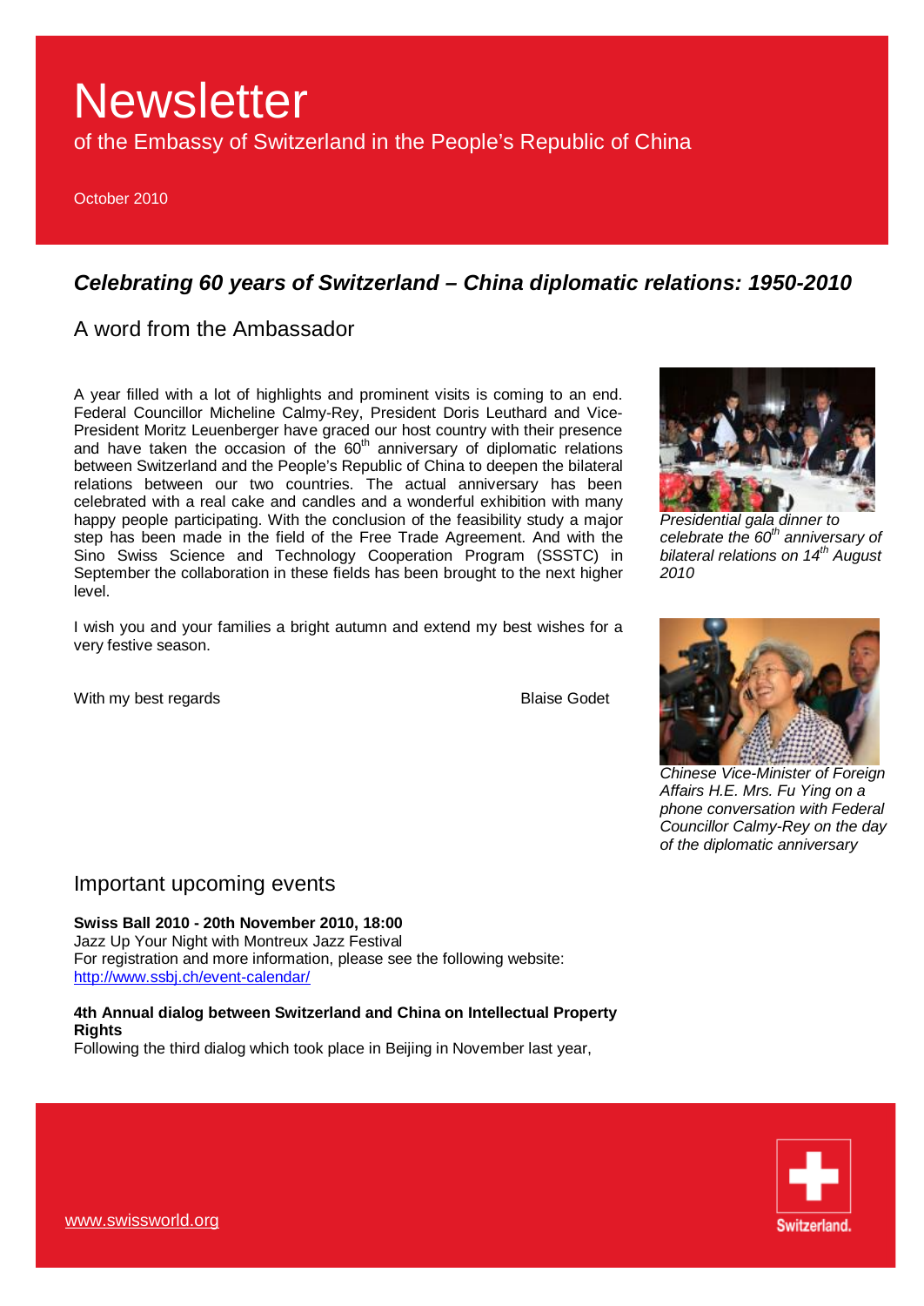# Newsletter

of the Embassy of Switzerland in the People's Republic of China

October 2010

## *Celebrating 60 years of Switzerland – China diplomatic relations: 1950-2010*

### A word from the Ambassador

A year filled with a lot of highlights and prominent visits is coming to an end. Federal Councillor Micheline Calmy-Rey, President Doris Leuthard and Vice-President Moritz Leuenberger have graced our host country with their presence and have taken the occasion of the 60th anniversary of diplomatic relations between Switzerland and the People's Republic of China to deepen the bilateral relations between our two countries. The actual anniversary has been celebrated with a real cake and candles and a wonderful exhibition with many happy people participating. With the conclusion of the feasibility study a major step has been made in the field of the Free Trade Agreement. And with the Sino Swiss Science and Technology Cooperation Program (SSSTC) in September the collaboration in these fields has been brought to the next higher level.

I wish you and your families a bright autumn and extend my best wishes for a very festive season.

With my best regards

Blaise Godet

*Presidential gala dinner to celebrate the 60th anniversary of bilateral relations on 14th August 2010*

*Chinese Vice-Minister of Foreign Affairs H.E. Mrs. Fu Ying on a phone conversation with Federal Councillor Calmy-Rey on the day of the diplomatic anniversary*

### Important upcoming events

**Swiss Ball 2010 - 20th November 2010, 18:00**
Jazz Up Your Night with Montreux Jazz Festival
For registration and more information, please see the following website:
http://www.ssbj.ch/event-calendar/

**4th Annual dialog between Switzerland and China on Intellectual Property Rights**
Following the third dialog which took place in Beijing in November last year,

www.swissworld.org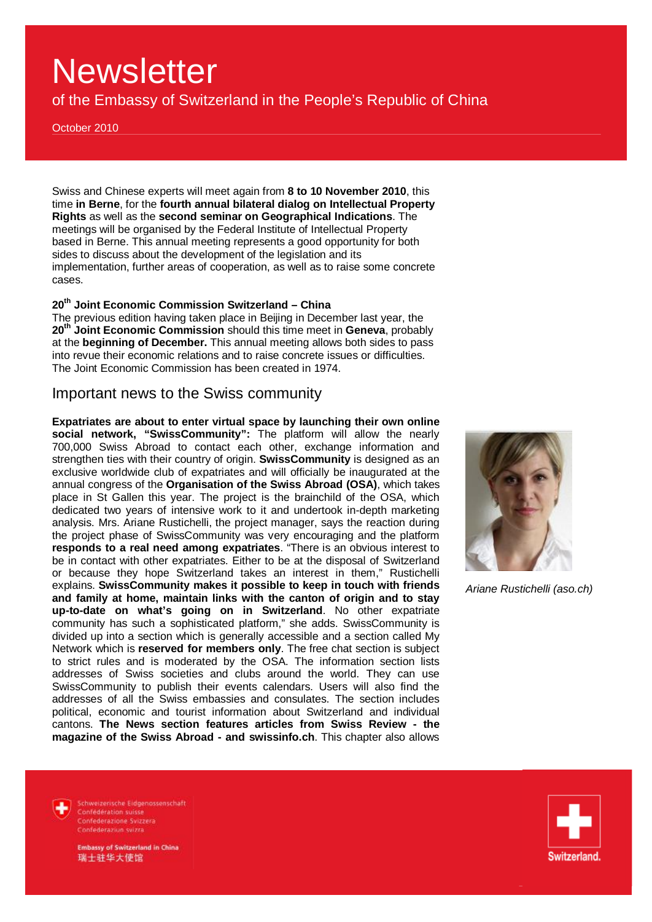Swiss and Chinese experts will meet again from **8 to 10 November 2010**, this time **in Berne**, for the **fourth annual bilateral dialog on Intellectual Property Rights** as well as the **second seminar on Geographical Indications**. The meetings will be organised by the Federal Institute of Intellectual Property based in Berne. This annual meeting represents a good opportunity for both sides to discuss about the development of the legislation and its implementation, further areas of cooperation, as well as to raise some concrete cases.

**20th Joint Economic Commission Switzerland – China**

The previous edition having taken place in Beijing in December last year, the **20th Joint Economic Commission** should this time meet in **Geneva**, probably at the **beginning of December.** This annual meeting allows both sides to pass into revue their economic relations and to raise concrete issues or difficulties. The Joint Economic Commission has been created in 1974.

## Important news to the Swiss community

**Expatriates are about to enter virtual space by launching their own online social network, "SwissCommunity":** The platform will allow the nearly 700,000 Swiss Abroad to contact each other, exchange information and strengthen ties with their country of origin. **SwissCommunity** is designed as an exclusive worldwide club of expatriates and will officially be inaugurated at the annual congress of the **Organisation of the Swiss Abroad (OSA)**, which takes place in St Gallen this year. The project is the brainchild of the OSA, which dedicated two years of intensive work to it and undertook in-depth marketing analysis. Mrs. Ariane Rustichelli, the project manager, says the reaction during the project phase of SwissCommunity was very encouraging and the platform **responds to a real need among expatriates**. "There is an obvious interest to be in contact with other expatriates. Either to be at the disposal of Switzerland or because they hope Switzerland takes an interest in them," Rustichelli explains. **SwissCommunity makes it possible to keep in touch with friends and family at home, maintain links with the canton of origin and to stay up-to-date on what's going on in Switzerland**. No other expatriate community has such a sophisticated platform," she adds. SwissCommunity is divided up into a section which is generally accessible and a section called My Network which is **reserved for members only**. The free chat section is subject to strict rules and is moderated by the OSA. The information section lists addresses of Swiss societies and clubs around the world. They can use SwissCommunity to publish their events calendars. Users will also find the addresses of all the Swiss embassies and consulates. The section includes political, economic and tourist information about Switzerland and individual cantons. **The News section features articles from Swiss Review - the magazine of the Swiss Abroad - and swissinfo.ch**. This chapter also allows

*Ariane Rustichelli (aso.ch)*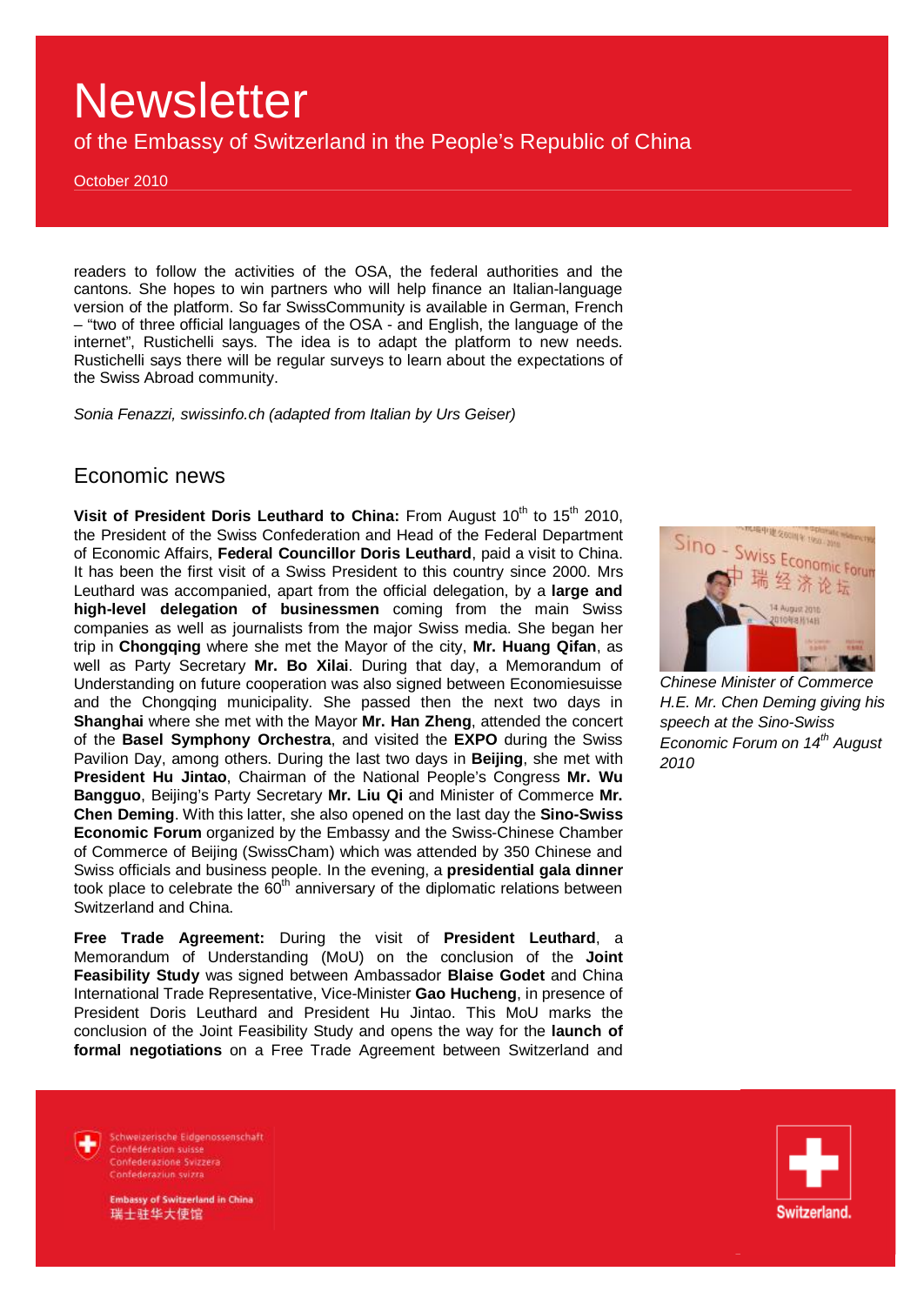readers to follow the activities of the OSA, the federal authorities and the cantons. She hopes to win partners who will help finance an Italian-language version of the platform. So far SwissCommunity is available in German, French – "two of three official languages of the OSA - and English, the language of the internet", Rustichelli says. The idea is to adapt the platform to new needs. Rustichelli says there will be regular surveys to learn about the expectations of the Swiss Abroad community.

*Sonia Fenazzi, swissinfo.ch (adapted from Italian by Urs Geiser)*

## Economic news

**Visit of President Doris Leuthard to China:** From August 10th to 15th 2010, the President of the Swiss Confederation and Head of the Federal Department of Economic Affairs, **Federal Councillor Doris Leuthard**, paid a visit to China. It has been the first visit of a Swiss President to this country since 2000. Mrs Leuthard was accompanied, apart from the official delegation, by a **large and high-level delegation of businessmen** coming from the main Swiss companies as well as journalists from the major Swiss media. She began her trip in **Chongqing** where she met the Mayor of the city, **Mr. Huang Qifan**, as well as Party Secretary **Mr. Bo Xilai**. During that day, a Memorandum of Understanding on future cooperation was also signed between Economiesuisse and the Chongqing municipality. She passed then the next two days in **Shanghai** where she met with the Mayor **Mr. Han Zheng**, attended the concert of the **Basel Symphony Orchestra**, and visited the **EXPO** during the Swiss Pavilion Day, among others. During the last two days in **Beijing**, she met with **President Hu Jintao**, Chairman of the National People's Congress **Mr. Wu Bangguo**, Beijing's Party Secretary **Mr. Liu Qi** and Minister of Commerce **Mr. Chen Deming**. With this latter, she also opened on the last day the **Sino-Swiss Economic Forum** organized by the Embassy and the Swiss-Chinese Chamber of Commerce of Beijing (SwissCham) which was attended by 350 Chinese and Swiss officials and business people. In the evening, a **presidential gala dinner** took place to celebrate the 60th anniversary of the diplomatic relations between Switzerland and China.

*Chinese Minister of Commerce H.E. Mr. Chen Deming giving his speech at the Sino-Swiss Economic Forum on 14th August 2010*

**Free Trade Agreement:** During the visit of **President Leuthard**, a Memorandum of Understanding (MoU) on the conclusion of the **Joint Feasibility Study** was signed between Ambassador **Blaise Godet** and China International Trade Representative, Vice-Minister **Gao Hucheng**, in presence of President Doris Leuthard and President Hu Jintao. This MoU marks the conclusion of the Joint Feasibility Study and opens the way for the **launch of formal negotiations** on a Free Trade Agreement between Switzerland and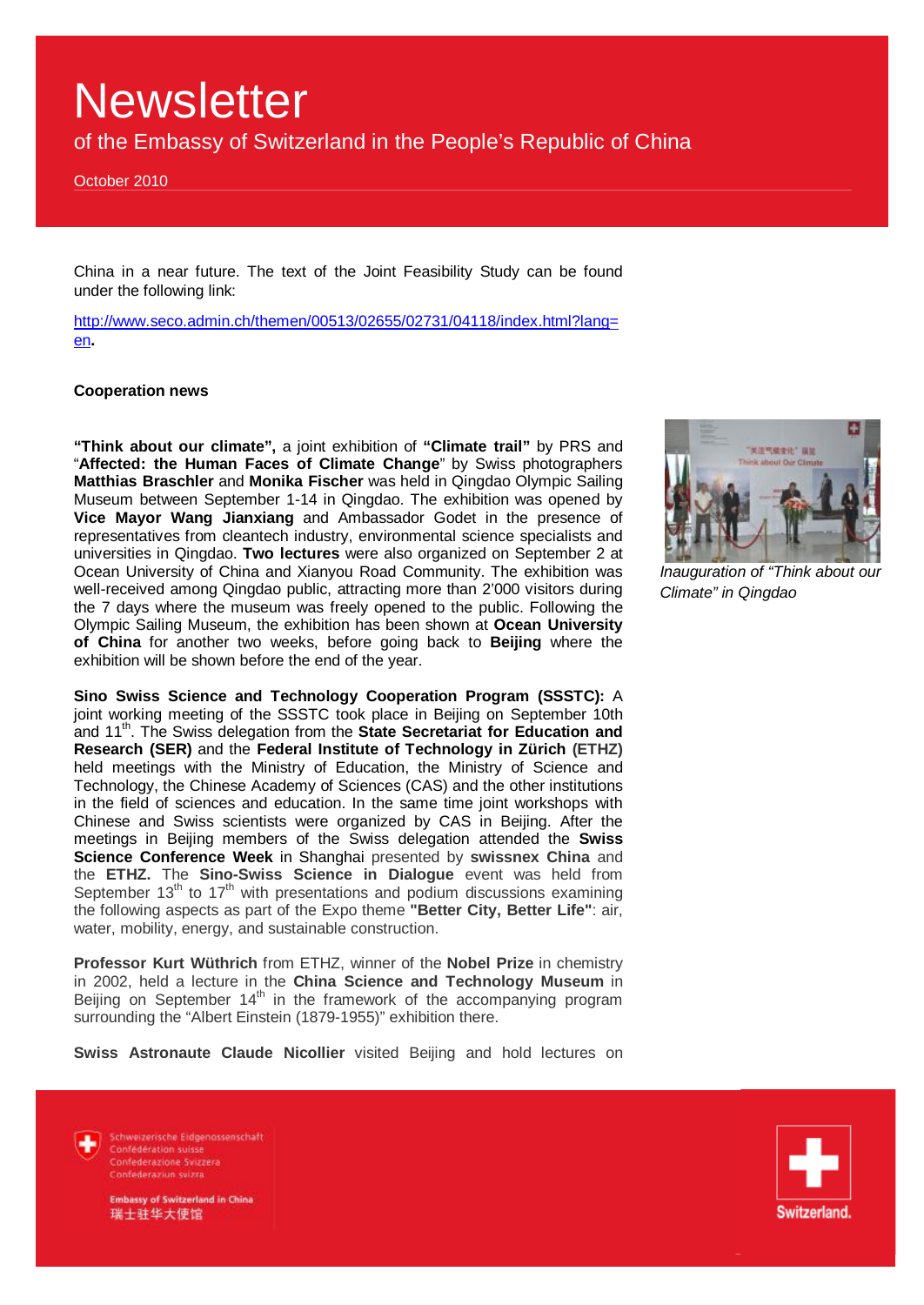China in a near future. The text of the Joint Feasibility Study can be found under the following link:

http://www.seco.admin.ch/themen/00513/02655/02731/04118/index.html?lang=en.

**Cooperation news**

**"Think about our climate",** a joint exhibition of **"Climate trail"** by PRS and "**Affected: the Human Faces of Climate Change**" by Swiss photographers **Matthias Braschler** and **Monika Fischer** was held in Qingdao Olympic Sailing Museum between September 1-14 in Qingdao. The exhibition was opened by **Vice Mayor Wang Jianxiang** and Ambassador Godet in the presence of representatives from cleantech industry, environmental science specialists and universities in Qingdao. **Two lectures** were also organized on September 2 at Ocean University of China and Xianyou Road Community. The exhibition was well-received among Qingdao public, attracting more than 2'000 visitors during the 7 days where the museum was freely opened to the public. Following the Olympic Sailing Museum, the exhibition has been shown at **Ocean University of China** for another two weeks, before going back to **Beijing** where the exhibition will be shown before the end of the year.

*Inauguration of "Think about our Climate" in Qingdao*

**Sino Swiss Science and Technology Cooperation Program (SSSTC):** A joint working meeting of the SSSTC took place in Beijing on September 10th and 11th. The Swiss delegation from the **State Secretariat for Education and Research (SER)** and the **Federal Institute of Technology in Zürich (ETHZ)** held meetings with the Ministry of Education, the Ministry of Science and Technology, the Chinese Academy of Sciences (CAS) and the other institutions in the field of sciences and education. In the same time joint workshops with Chinese and Swiss scientists were organized by CAS in Beijing. After the meetings in Beijing members of the Swiss delegation attended the **Swiss Science Conference Week** in Shanghai presented by **swissnex China** and the **ETHZ.** The **Sino-Swiss Science in Dialogue** event was held from September 13th to 17th with presentations and podium discussions examining the following aspects as part of the Expo theme **"Better City, Better Life"**: air, water, mobility, energy, and sustainable construction.

**Professor Kurt Wüthrich** from ETHZ, winner of the **Nobel Prize** in chemistry in 2002, held a lecture in the **China Science and Technology Museum** in Beijing on September 14th in the framework of the accompanying program surrounding the "Albert Einstein (1879-1955)" exhibition there.

**Swiss Astronaute Claude Nicollier** visited Beijing and hold lectures on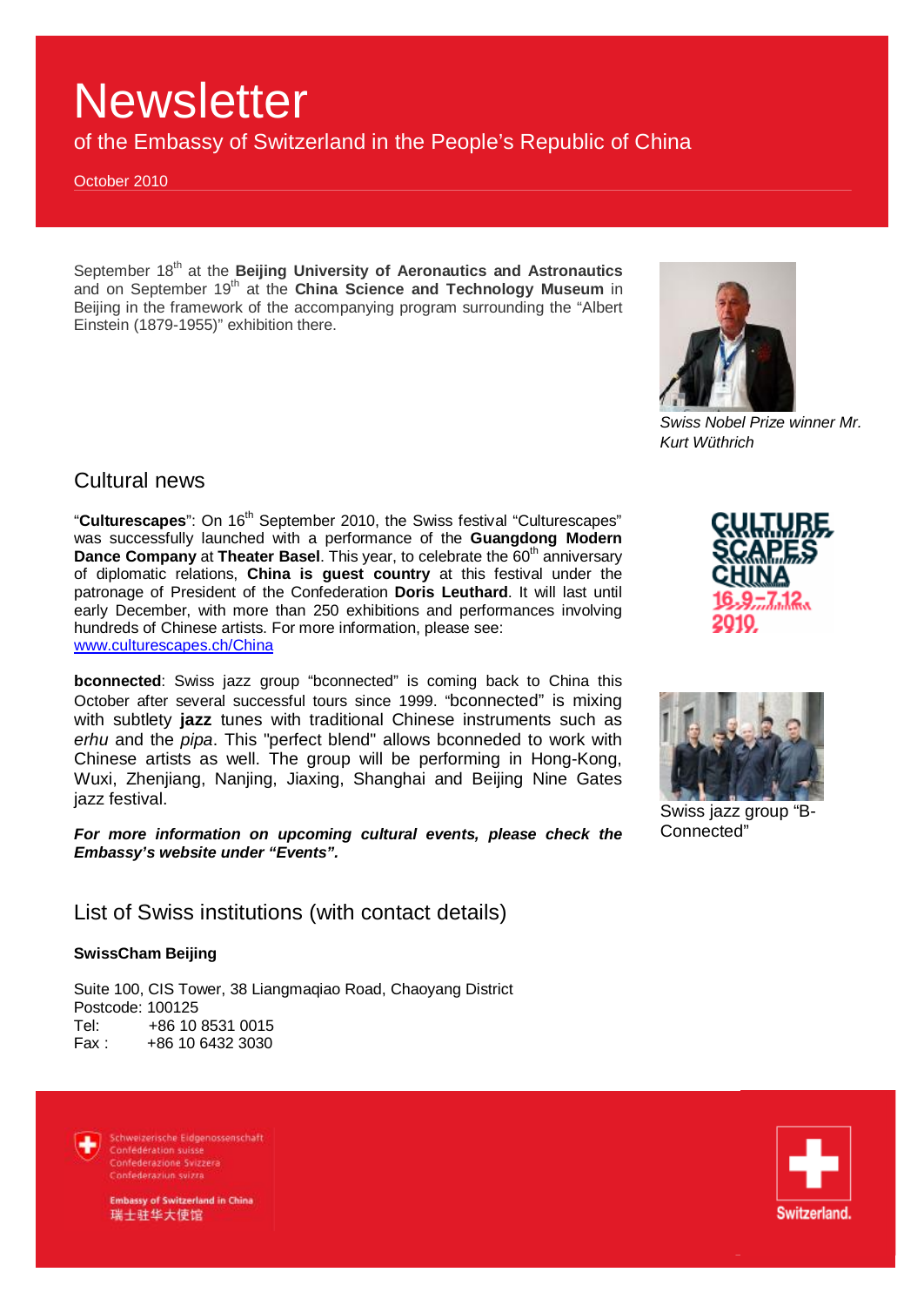# Newsletter

of the Embassy of Switzerland in the People's Republic of China

October 2010

September 18th at the **Beijing University of Aeronautics and Astronautics** and on September 19th at the **China Science and Technology Museum** in Beijing in the framework of the accompanying program surrounding the "Albert Einstein (1879-1955)" exhibition there.

*Swiss Nobel Prize winner Mr. Kurt Wüthrich*

## Cultural news

"**Culturescapes**": On 16th September 2010, the Swiss festival "Culturescapes" was successfully launched with a performance of the **Guangdong Modern Dance Company** at **Theater Basel**. This year, to celebrate the 60th anniversary of diplomatic relations, **China is guest country** at this festival under the patronage of President of the Confederation **Doris Leuthard**. It will last until early December, with more than 250 exhibitions and performances involving hundreds of Chinese artists. For more information, please see: [www.culturescapes.ch/China](http://www.culturescapes.ch/China)

**bconnected**: Swiss jazz group "bconnected" is coming back to China this October after several successful tours since 1999. "bconnected" is mixing with subtlety **jazz** tunes with traditional Chinese instruments such as *erhu* and the *pipa*. This "perfect blend" allows bconneded to work with Chinese artists as well. The group will be performing in Hong-Kong, Wuxi, Zhenjiang, Nanjing, Jiaxing, Shanghai and Beijing Nine Gates jazz festival.

Swiss jazz group "B-Connected"

***For more information on upcoming cultural events, please check the Embassy's website under "Events".***

## List of Swiss institutions (with contact details)

**SwissCham Beijing**

Suite 100, CIS Tower, 38 Liangmaqiao Road, Chaoyang District
Postcode: 100125
Tel: +86 10 8531 0015
Fax : +86 10 6432 3030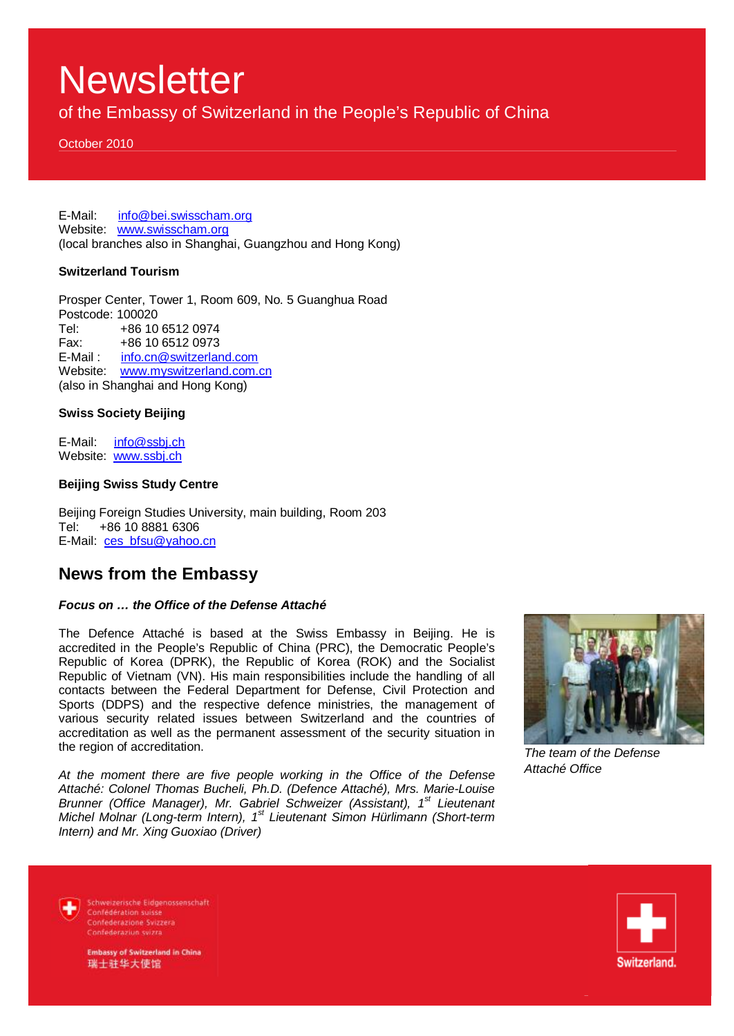E-Mail: info@bei.swisscham.org
Website: www.swisscham.org
(local branches also in Shanghai, Guangzhou and Hong Kong)

**Switzerland Tourism**

Prosper Center, Tower 1, Room 609, No. 5 Guanghua Road
Postcode: 100020
Tel: +86 10 6512 0974
Fax: +86 10 6512 0973
E-Mail : info.cn@switzerland.com
Website: www.myswitzerland.com.cn
(also in Shanghai and Hong Kong)

**Swiss Society Beijing**

E-Mail: info@ssbj.ch
Website: www.ssbj.ch

**Beijing Swiss Study Centre**

Beijing Foreign Studies University, main building, Room 203
Tel: +86 10 8881 6306
E-Mail: ces_bfsu@yahoo.cn

## News from the Embassy

***Focus on … the Office of the Defense Attaché***

The Defence Attaché is based at the Swiss Embassy in Beijing. He is accredited in the People's Republic of China (PRC), the Democratic People's Republic of Korea (DPRK), the Republic of Korea (ROK) and the Socialist Republic of Vietnam (VN). His main responsibilities include the handling of all contacts between the Federal Department for Defense, Civil Protection and Sports (DDPS) and the respective defence ministries, the management of various security related issues between Switzerland and the countries of accreditation as well as the permanent assessment of the security situation in the region of accreditation.

*At the moment there are five people working in the Office of the Defense Attaché: Colonel Thomas Bucheli, Ph.D. (Defence Attaché), Mrs. Marie-Louise Brunner (Office Manager), Mr. Gabriel Schweizer (Assistant), 1st Lieutenant Michel Molnar (Long-term Intern), 1st Lieutenant Simon Hürlimann (Short-term Intern) and Mr. Xing Guoxiao (Driver)*

*The team of the Defense Attaché Office*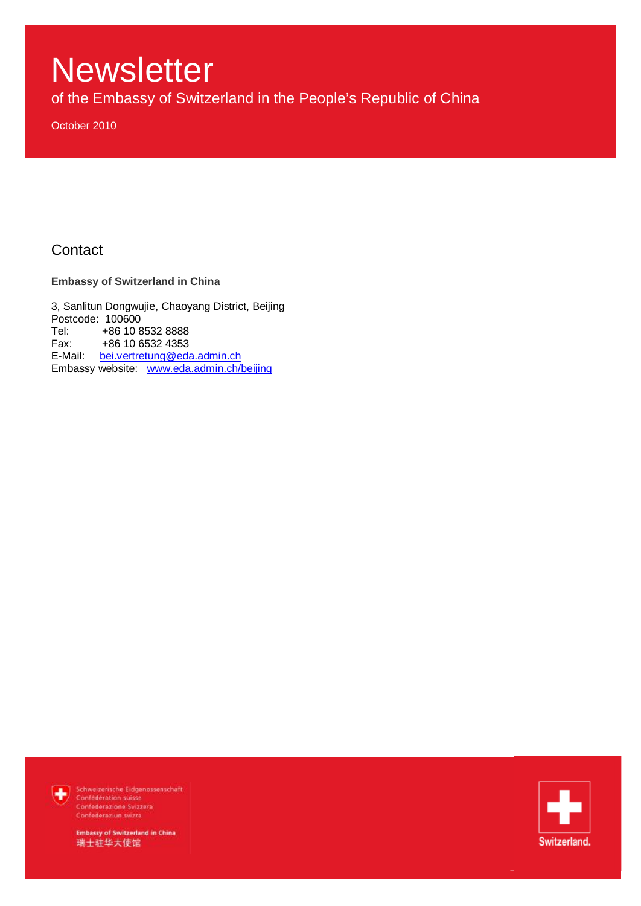# Newsletter

of the Embassy of Switzerland in the People's Republic of China

October 2010

## Contact

**Embassy of Switzerland in China**

3, Sanlitun Dongwujie, Chaoyang District, Beijing
Postcode: 100600
Tel: +86 10 8532 8888
Fax: +86 10 6532 4353
E-Mail: bei.vertretung@eda.admin.ch
Embassy website: www.eda.admin.ch/beijing

Schweizerische Eidgenossenschaft
Confédération suisse
Confederazione Svizzera
Confederaziun svizra

Embassy of Switzerland in China
瑞士驻华大使馆

Switzerland.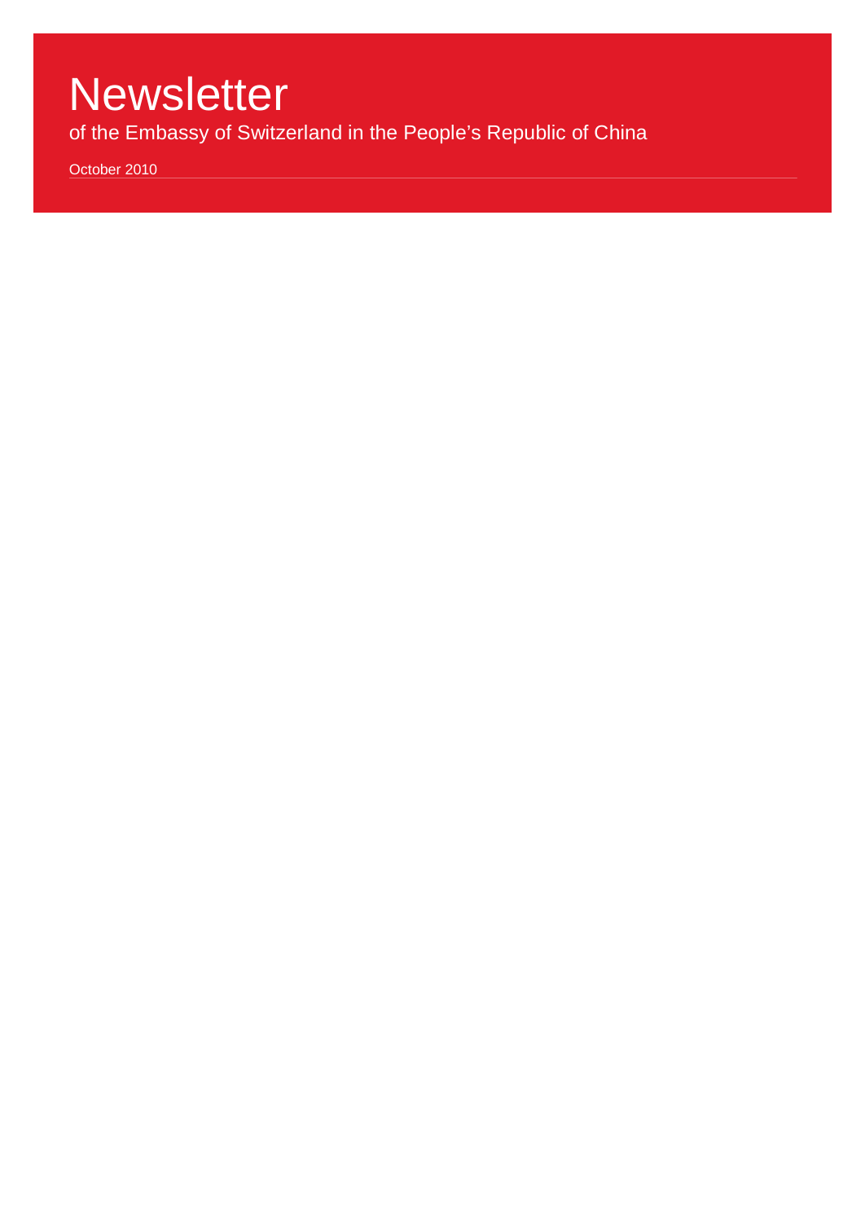# Newsletter

of the Embassy of Switzerland in the People's Republic of China

October 2010